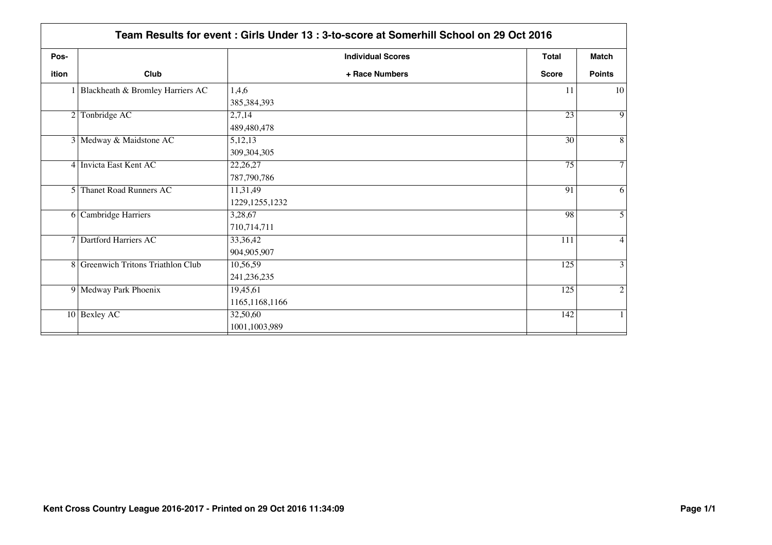# Team Results for event : Girls Under 13 : 3-to-score at Somerhill School on 29 Oct 2016

| Position | Club | Individual Scores + Race Numbers | Total Score | Match Points |
|---|---|---|---|---|
| 1 | Blackheath & Bromley Harriers AC | 1,4,6<br>385,384,393 | 11 | 10 |
| 2 | Tonbridge AC | 2,7,14<br>489,480,478 | 23 | 9 |
| 3 | Medway & Maidstone AC | 5,12,13<br>309,304,305 | 30 | 8 |
| 4 | Invicta East Kent AC | 22,26,27<br>787,790,786 | 75 | 7 |
| 5 | Thanet Road Runners AC | 11,31,49<br>1229,1255,1232 | 91 | 6 |
| 6 | Cambridge Harriers | 3,28,67<br>710,714,711 | 98 | 5 |
| 7 | Dartford Harriers AC | 33,36,42<br>904,905,907 | 111 | 4 |
| 8 | Greenwich Tritons Triathlon Club | 10,56,59<br>241,236,235 | 125 | 3 |
| 9 | Medway Park Phoenix | 19,45,61<br>1165,1168,1166 | 125 | 2 |
| 10 | Bexley AC | 32,50,60<br>1001,1003,989 | 142 | 1 |

Kent Cross Country League 2016-2017 - Printed on 29 Oct 2016 11:34:09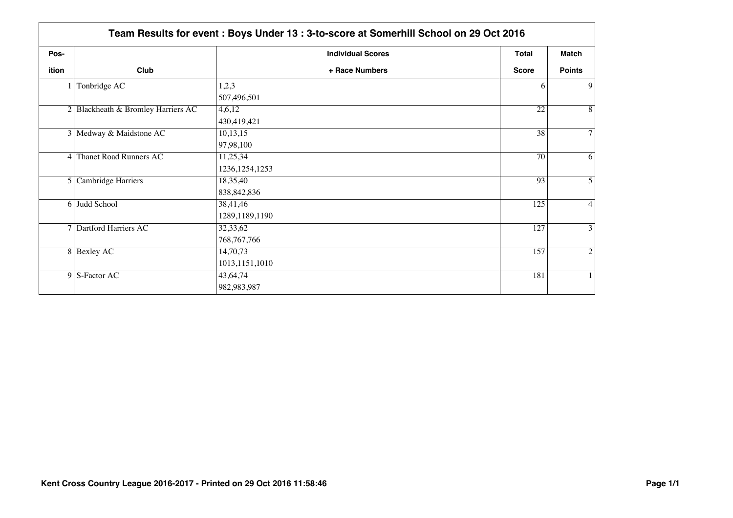## Team Results for event : Boys Under 13 : 3-to-score at Somerhill School on 29 Oct 2016

| Pos-ition | Club | Individual Scores + Race Numbers | Total Score | Match Points |
|---|---|---|---|---|
| 1 | Tonbridge AC | 1,2,3<br>507,496,501 | 6 | 9 |
| 2 | Blackheath & Bromley Harriers AC | 4,6,12<br>430,419,421 | 22 | 8 |
| 3 | Medway & Maidstone AC | 10,13,15<br>97,98,100 | 38 | 7 |
| 4 | Thanet Road Runners AC | 11,25,34<br>1236,1254,1253 | 70 | 6 |
| 5 | Cambridge Harriers | 18,35,40<br>838,842,836 | 93 | 5 |
| 6 | Judd School | 38,41,46<br>1289,1189,1190 | 125 | 4 |
| 7 | Dartford Harriers AC | 32,33,62<br>768,767,766 | 127 | 3 |
| 8 | Bexley AC | 14,70,73<br>1013,1151,1010 | 157 | 2 |
| 9 | S-Factor AC | 43,64,74<br>982,983,987 | 181 | 1 |

Kent Cross Country League 2016-2017 - Printed on 29 Oct 2016 11:58:46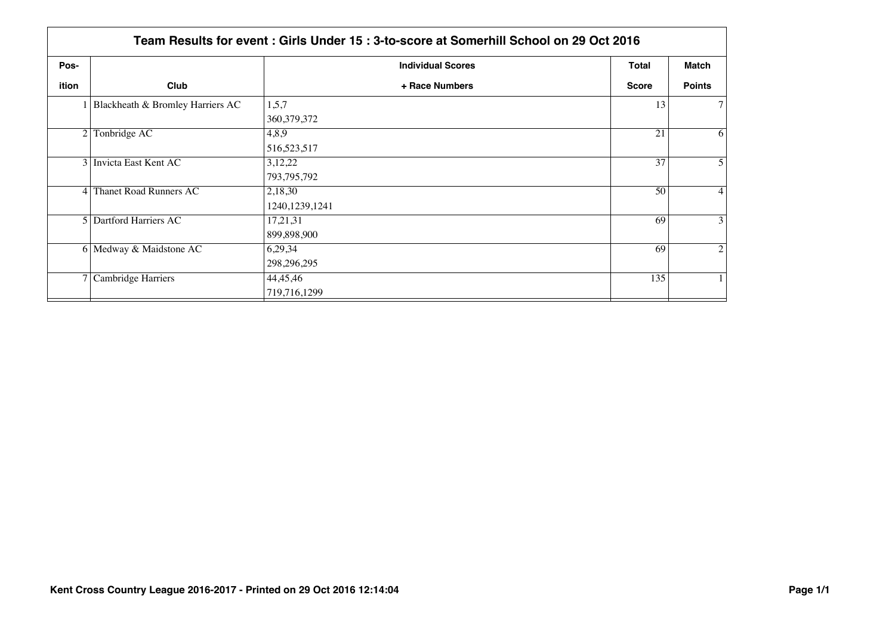## Team Results for event : Girls Under 15 : 3-to-score at Somerhill School on 29 Oct 2016

| Position | Club | Individual Scores + Race Numbers | Total Score | Match Points |
|---|---|---|---|---|
| 1 | Blackheath & Bromley Harriers AC | 1,5,7<br>360,379,372 | 13 | 7 |
| 2 | Tonbridge AC | 4,8,9<br>516,523,517 | 21 | 6 |
| 3 | Invicta East Kent AC | 3,12,22<br>793,795,792 | 37 | 5 |
| 4 | Thanet Road Runners AC | 2,18,30<br>1240,1239,1241 | 50 | 4 |
| 5 | Dartford Harriers AC | 17,21,31<br>899,898,900 | 69 | 3 |
| 6 | Medway & Maidstone AC | 6,29,34<br>298,296,295 | 69 | 2 |
| 7 | Cambridge Harriers | 44,45,46<br>719,716,1299 | 135 | 1 |

**Kent Cross Country League 2016-2017 - Printed on 29 Oct 2016 12:14:04**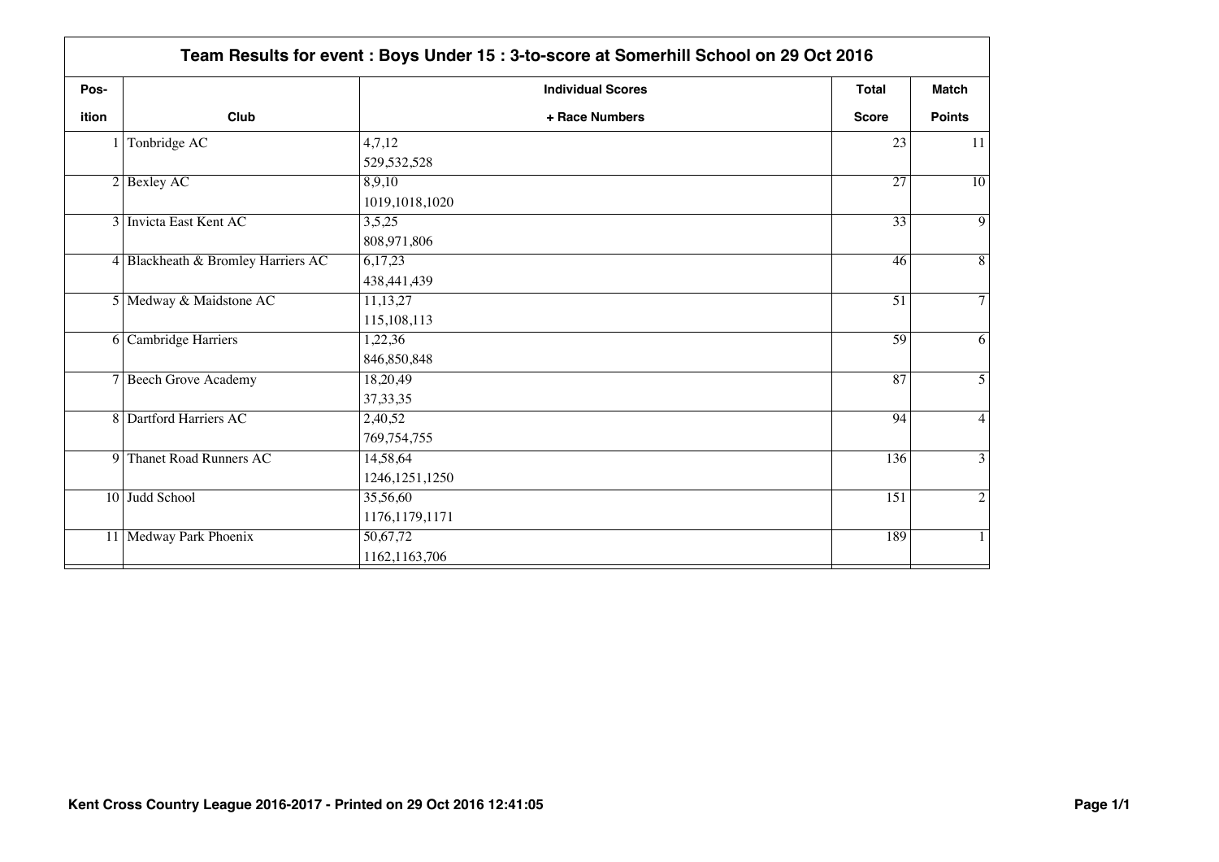# Team Results for event : Boys Under 15 : 3-to-score at Somerhill School on 29 Oct 2016

| Position | Club | Individual Scores + Race Numbers | Total Score | Match Points |
|---|---|---|---|---|
| 1 | Tonbridge AC | 4,7,12<br>529,532,528 | 23 | 11 |
| 2 | Bexley AC | 8,9,10<br>1019,1018,1020 | 27 | 10 |
| 3 | Invicta East Kent AC | 3,5,25<br>808,971,806 | 33 | 9 |
| 4 | Blackheath & Bromley Harriers AC | 6,17,23<br>438,441,439 | 46 | 8 |
| 5 | Medway & Maidstone AC | 11,13,27<br>115,108,113 | 51 | 7 |
| 6 | Cambridge Harriers | 1,22,36<br>846,850,848 | 59 | 6 |
| 7 | Beech Grove Academy | 18,20,49<br>37,33,35 | 87 | 5 |
| 8 | Dartford Harriers AC | 2,40,52<br>769,754,755 | 94 | 4 |
| 9 | Thanet Road Runners AC | 14,58,64<br>1246,1251,1250 | 136 | 3 |
| 10 | Judd School | 35,56,60<br>1176,1179,1171 | 151 | 2 |
| 11 | Medway Park Phoenix | 50,67,72<br>1162,1163,706 | 189 | 1 |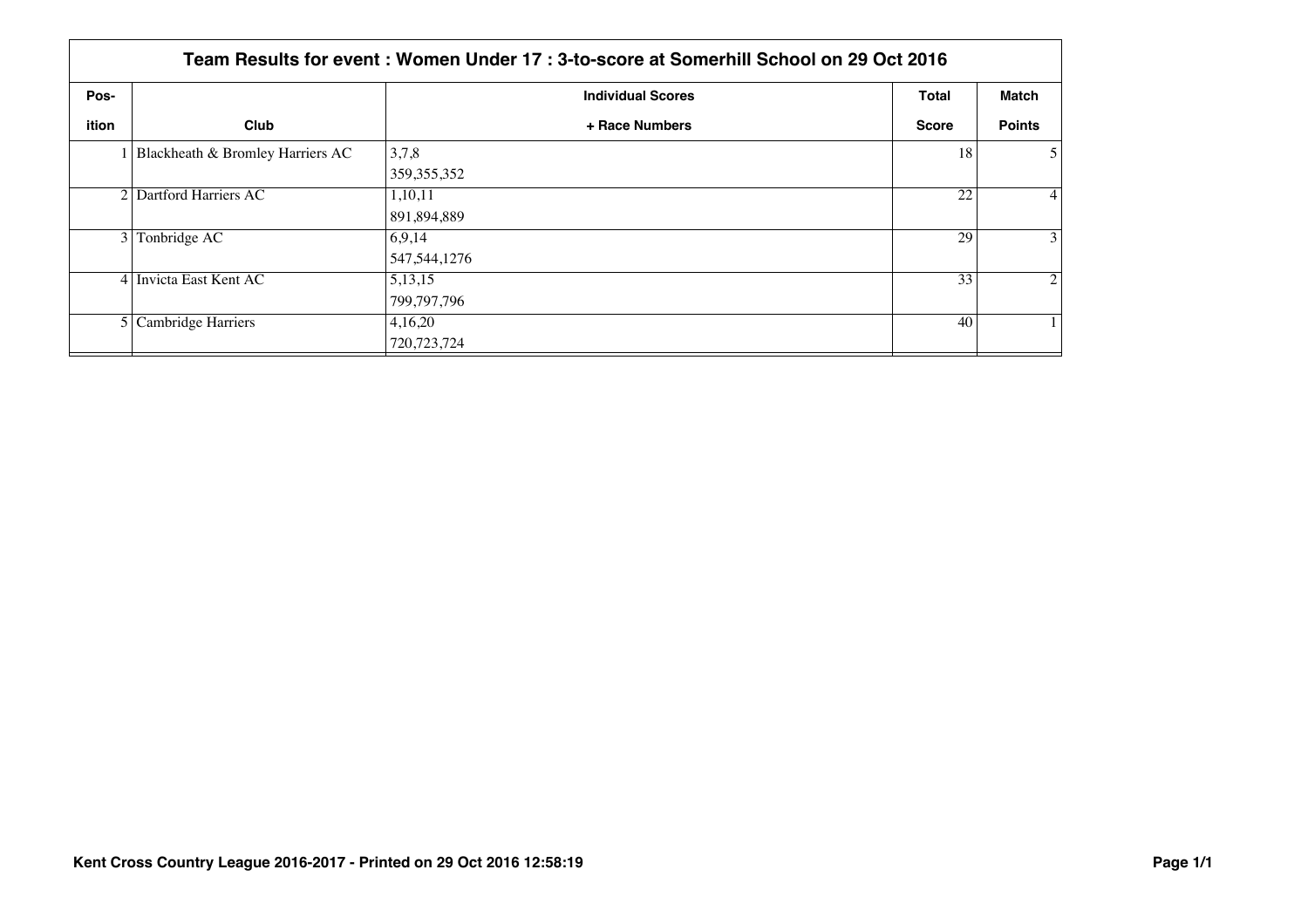## Team Results for event : Women Under 17 : 3-to-score at Somerhill School on 29 Oct 2016

| Position | Club | Individual Scores + Race Numbers | Total Score | Match Points |
|---|---|---|---|---|
| 1 | Blackheath & Bromley Harriers AC | 3,7,8<br>359,355,352 | 18 | 5 |
| 2 | Dartford Harriers AC | 1,10,11<br>891,894,889 | 22 | 4 |
| 3 | Tonbridge AC | 6,9,14<br>547,544,1276 | 29 | 3 |
| 4 | Invicta East Kent AC | 5,13,15<br>799,797,796 | 33 | 2 |
| 5 | Cambridge Harriers | 4,16,20<br>720,723,724 | 40 | 1 |

Kent Cross Country League 2016-2017 - Printed on 29 Oct 2016 12:58:19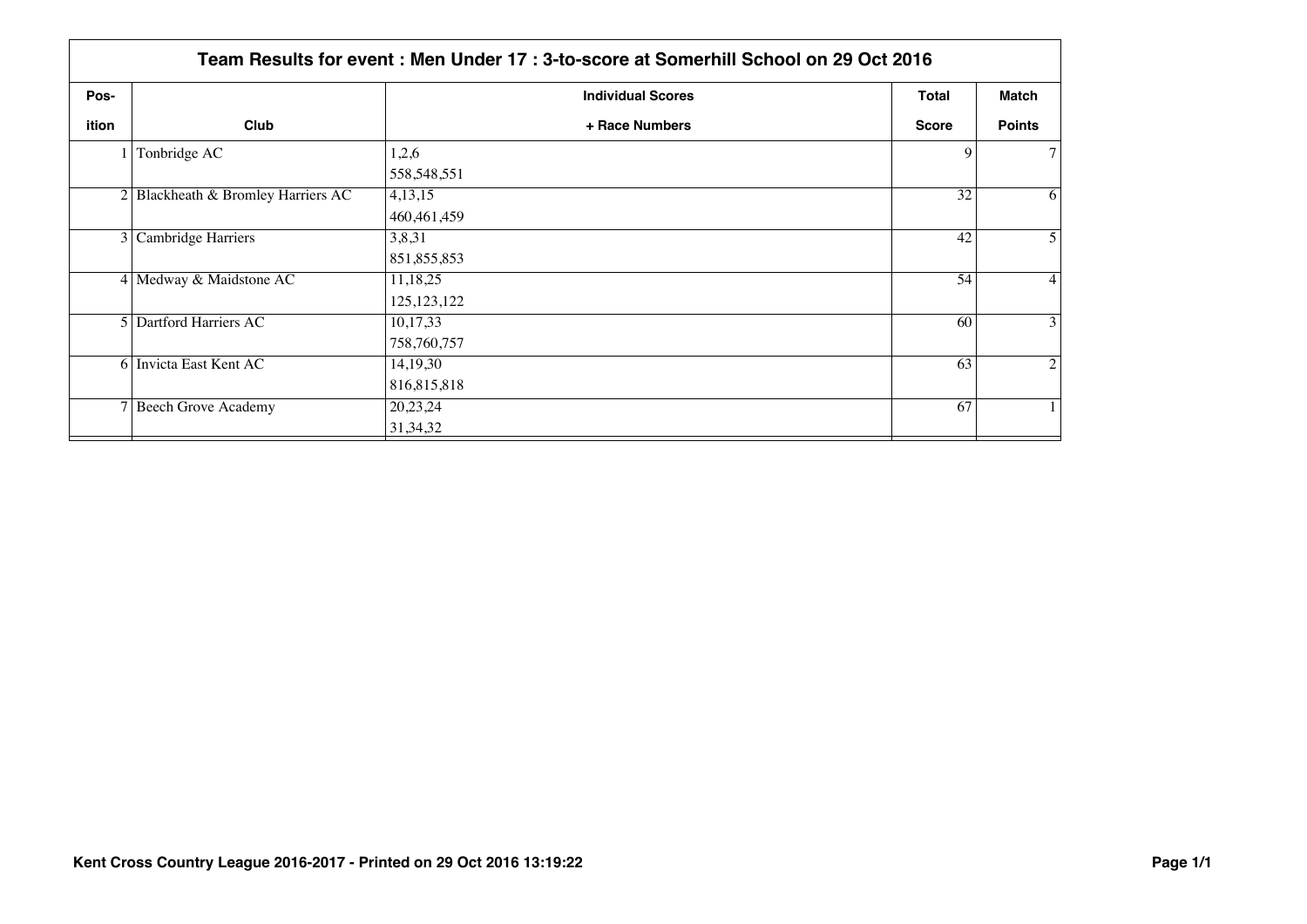## Team Results for event : Men Under 17 : 3-to-score at Somerhill School on 29 Oct 2016

| Position | Club | Individual Scores + Race Numbers | Total Score | Match Points |
|---|---|---|---|---|
| 1 | Tonbridge AC | 1,2,6<br>558,548,551 | 9 | 7 |
| 2 | Blackheath & Bromley Harriers AC | 4,13,15<br>460,461,459 | 32 | 6 |
| 3 | Cambridge Harriers | 3,8,31<br>851,855,853 | 42 | 5 |
| 4 | Medway & Maidstone AC | 11,18,25<br>125,123,122 | 54 | 4 |
| 5 | Dartford Harriers AC | 10,17,33<br>758,760,757 | 60 | 3 |
| 6 | Invicta East Kent AC | 14,19,30<br>816,815,818 | 63 | 2 |
| 7 | Beech Grove Academy | 20,23,24<br>31,34,32 | 67 | 1 |

Kent Cross Country League 2016-2017 - Printed on 29 Oct 2016 13:19:22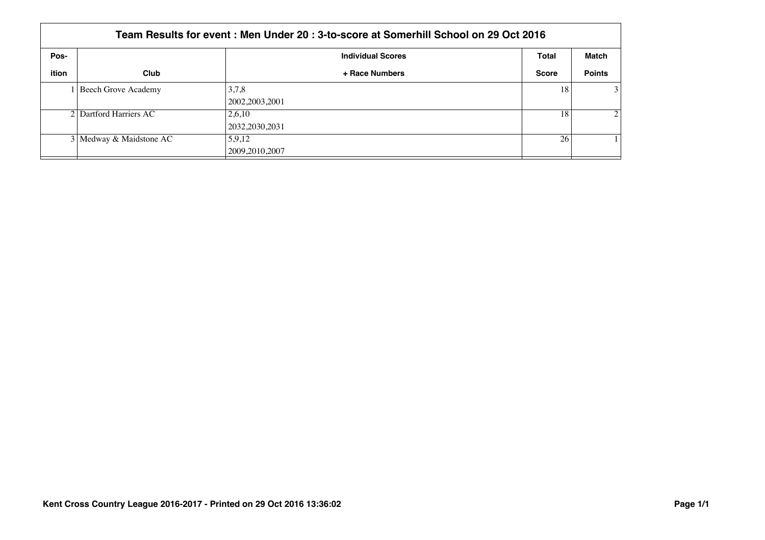## Team Results for event : Men Under 20 : 3-to-score at Somerhill School on 29 Oct 2016

| Pos-<br>ition | Club | Individual Scores<br>+ Race Numbers | Total<br>Score | Match<br>Points |
|---|---|---|---|---|
| 1 | Beech Grove Academy | 3,7,8<br>2002,2003,2001 | 18 | 3 |
| 2 | Dartford Harriers AC | 2,6,10<br>2032,2030,2031 | 18 | 2 |
| 3 | Medway & Maidstone AC | 5,9,12<br>2009,2010,2007 | 26 | 1 |

**Kent Cross Country League 2016-2017 - Printed on 29 Oct 2016 13:36:02**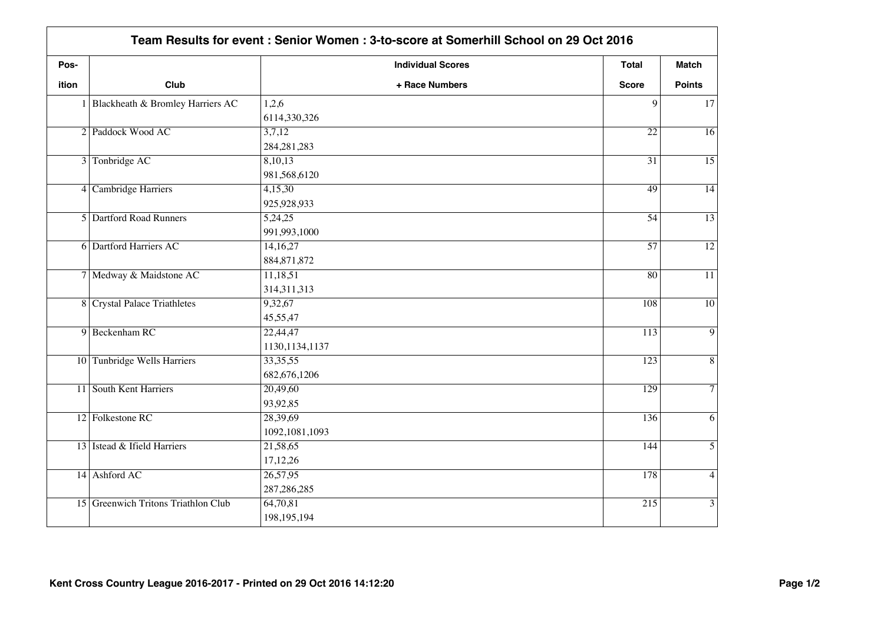## Team Results for event : Senior Women : 3-to-score at Somerhill School on 29 Oct 2016

| Pos-ition | Club | Individual Scores + Race Numbers | Total Score | Match Points |
|---|---|---|---|---|
| 1 | Blackheath & Bromley Harriers AC | 1,2,6<br>6114,330,326 | 9 | 17 |
| 2 | Paddock Wood AC | 3,7,12<br>284,281,283 | 22 | 16 |
| 3 | Tonbridge AC | 8,10,13<br>981,568,6120 | 31 | 15 |
| 4 | Cambridge Harriers | 4,15,30<br>925,928,933 | 49 | 14 |
| 5 | Dartford Road Runners | 5,24,25<br>991,993,1000 | 54 | 13 |
| 6 | Dartford Harriers AC | 14,16,27<br>884,871,872 | 57 | 12 |
| 7 | Medway & Maidstone AC | 11,18,51<br>314,311,313 | 80 | 11 |
| 8 | Crystal Palace Triathletes | 9,32,67<br>45,55,47 | 108 | 10 |
| 9 | Beckenham RC | 22,44,47<br>1130,1134,1137 | 113 | 9 |
| 10 | Tunbridge Wells Harriers | 33,35,55<br>682,676,1206 | 123 | 8 |
| 11 | South Kent Harriers | 20,49,60<br>93,92,85 | 129 | 7 |
| 12 | Folkestone RC | 28,39,69<br>1092,1081,1093 | 136 | 6 |
| 13 | Istead & Ifield Harriers | 21,58,65<br>17,12,26 | 144 | 5 |
| 14 | Ashford AC | 26,57,95<br>287,286,285 | 178 | 4 |
| 15 | Greenwich Tritons Triathlon Club | 64,70,81<br>198,195,194 | 215 | 3 |

Kent Cross Country League 2016-2017 - Printed on 29 Oct 2016 14:12:20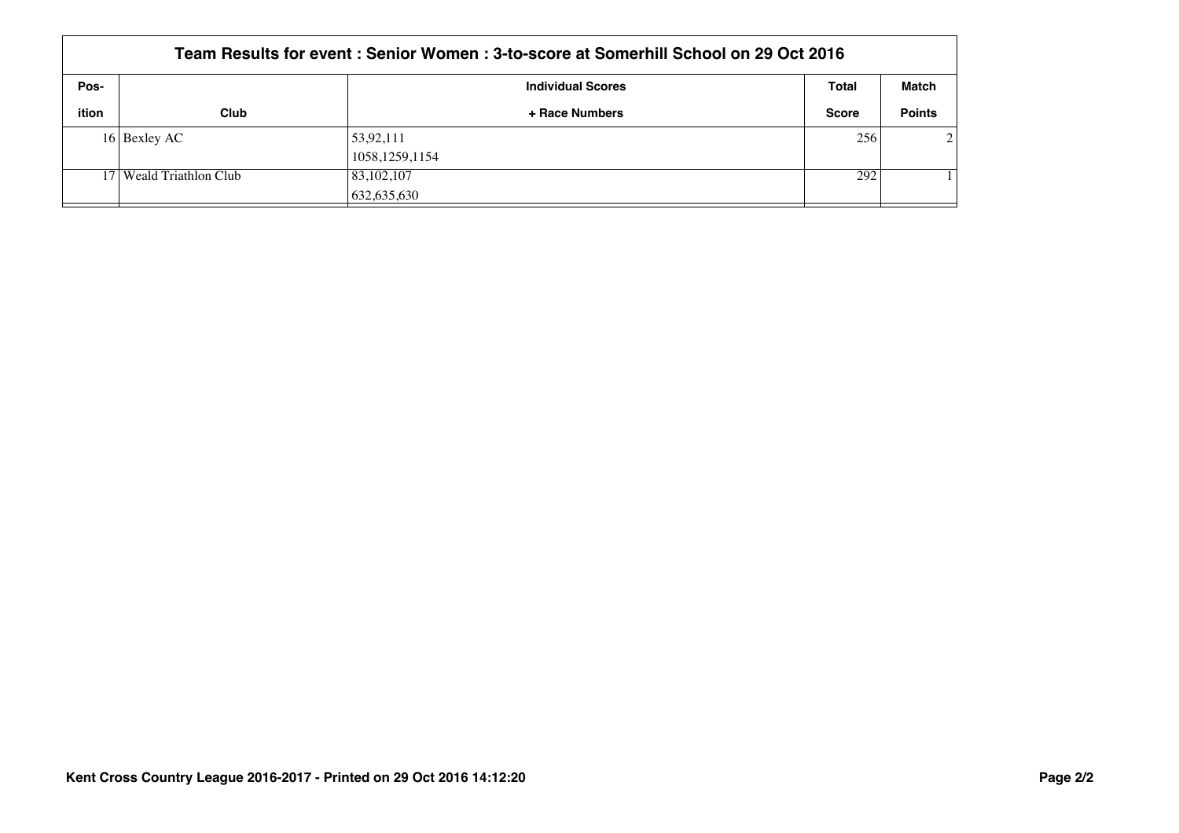## Team Results for event : Senior Women : 3-to-score at Somerhill School on 29 Oct 2016

| Pos-ition | Club | Individual Scores + Race Numbers | Total Score | Match Points |
|---|---|---|---|---|
| 16 | Bexley AC | 53,92,111<br>1058,1259,1154 | 256 | 2 |
| 17 | Weald Triathlon Club | 83,102,107<br>632,635,630 | 292 | 1 |

**Kent Cross Country League 2016-2017 - Printed on 29 Oct 2016 14:12:20**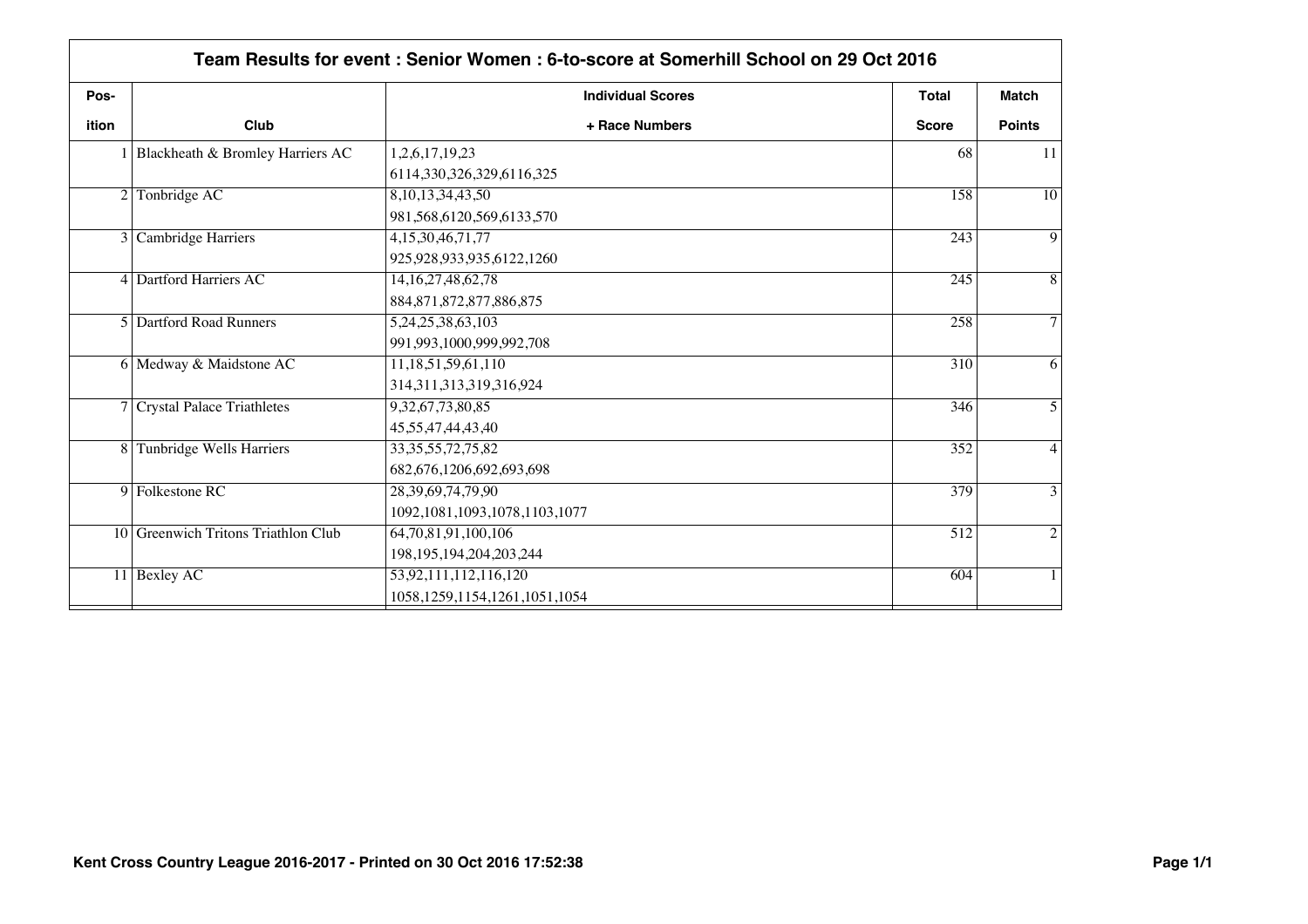## Team Results for event : Senior Women : 6-to-score at Somerhill School on 29 Oct 2016

| Pos-ition | Club | Individual Scores + Race Numbers | Total Score | Match Points |
|---|---|---|---|---|
| 1 | Blackheath & Bromley Harriers AC | 1,2,6,17,19,23<br>6114,330,326,329,6116,325 | 68 | 11 |
| 2 | Tonbridge AC | 8,10,13,34,43,50<br>981,568,6120,569,6133,570 | 158 | 10 |
| 3 | Cambridge Harriers | 4,15,30,46,71,77<br>925,928,933,935,6122,1260 | 243 | 9 |
| 4 | Dartford Harriers AC | 14,16,27,48,62,78<br>884,871,872,877,886,875 | 245 | 8 |
| 5 | Dartford Road Runners | 5,24,25,38,63,103<br>991,993,1000,999,992,708 | 258 | 7 |
| 6 | Medway & Maidstone AC | 11,18,51,59,61,110<br>314,311,313,319,316,924 | 310 | 6 |
| 7 | Crystal Palace Triathletes | 9,32,67,73,80,85<br>45,55,47,44,43,40 | 346 | 5 |
| 8 | Tunbridge Wells Harriers | 33,35,55,72,75,82<br>682,676,1206,692,693,698 | 352 | 4 |
| 9 | Folkestone RC | 28,39,69,74,79,90<br>1092,1081,1093,1078,1103,1077 | 379 | 3 |
| 10 | Greenwich Tritons Triathlon Club | 64,70,81,91,100,106<br>198,195,194,204,203,244 | 512 | 2 |
| 11 | Bexley AC | 53,92,111,112,116,120<br>1058,1259,1154,1261,1051,1054 | 604 | 1 |

Kent Cross Country League 2016-2017 - Printed on 30 Oct 2016 17:52:38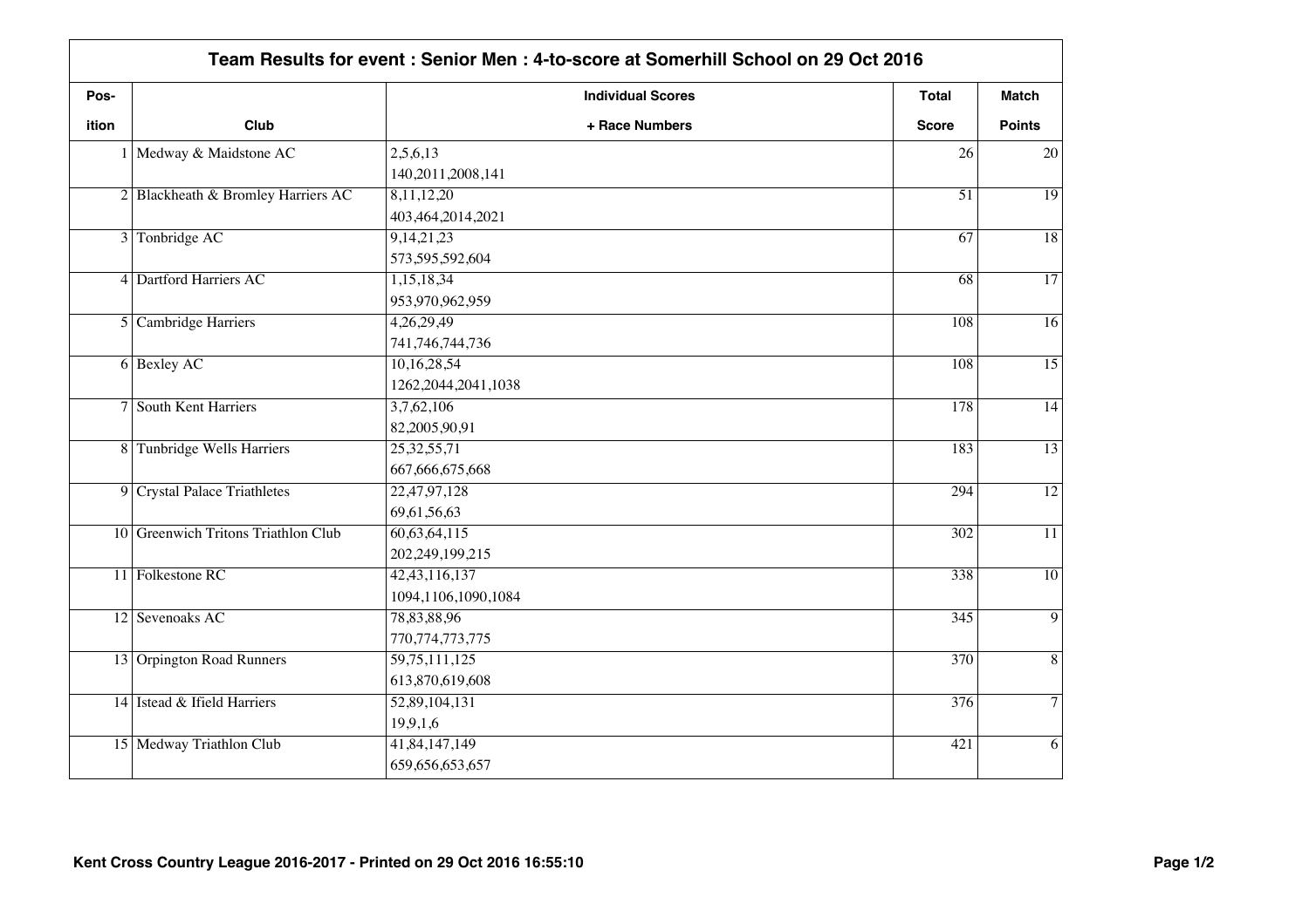## Team Results for event : Senior Men : 4-to-score at Somerhill School on 29 Oct 2016

| Pos-ition | Club | Individual Scores + Race Numbers | Total Score | Match Points |
|---|---|---|---|---|
| 1 | Medway & Maidstone AC | 2,5,6,13<br>140,2011,2008,141 | 26 | 20 |
| 2 | Blackheath & Bromley Harriers AC | 8,11,12,20<br>403,464,2014,2021 | 51 | 19 |
| 3 | Tonbridge AC | 9,14,21,23<br>573,595,592,604 | 67 | 18 |
| 4 | Dartford Harriers AC | 1,15,18,34<br>953,970,962,959 | 68 | 17 |
| 5 | Cambridge Harriers | 4,26,29,49<br>741,746,744,736 | 108 | 16 |
| 6 | Bexley AC | 10,16,28,54<br>1262,2044,2041,1038 | 108 | 15 |
| 7 | South Kent Harriers | 3,7,62,106<br>82,2005,90,91 | 178 | 14 |
| 8 | Tunbridge Wells Harriers | 25,32,55,71<br>667,666,675,668 | 183 | 13 |
| 9 | Crystal Palace Triathletes | 22,47,97,128<br>69,61,56,63 | 294 | 12 |
| 10 | Greenwich Tritons Triathlon Club | 60,63,64,115<br>202,249,199,215 | 302 | 11 |
| 11 | Folkestone RC | 42,43,116,137<br>1094,1106,1090,1084 | 338 | 10 |
| 12 | Sevenoaks AC | 78,83,88,96<br>770,774,773,775 | 345 | 9 |
| 13 | Orpington Road Runners | 59,75,111,125<br>613,870,619,608 | 370 | 8 |
| 14 | Istead & Ifield Harriers | 52,89,104,131<br>19,9,1,6 | 376 | 7 |
| 15 | Medway Triathlon Club | 41,84,147,149<br>659,656,653,657 | 421 | 6 |

Kent Cross Country League 2016-2017 - Printed on 29 Oct 2016 16:55:10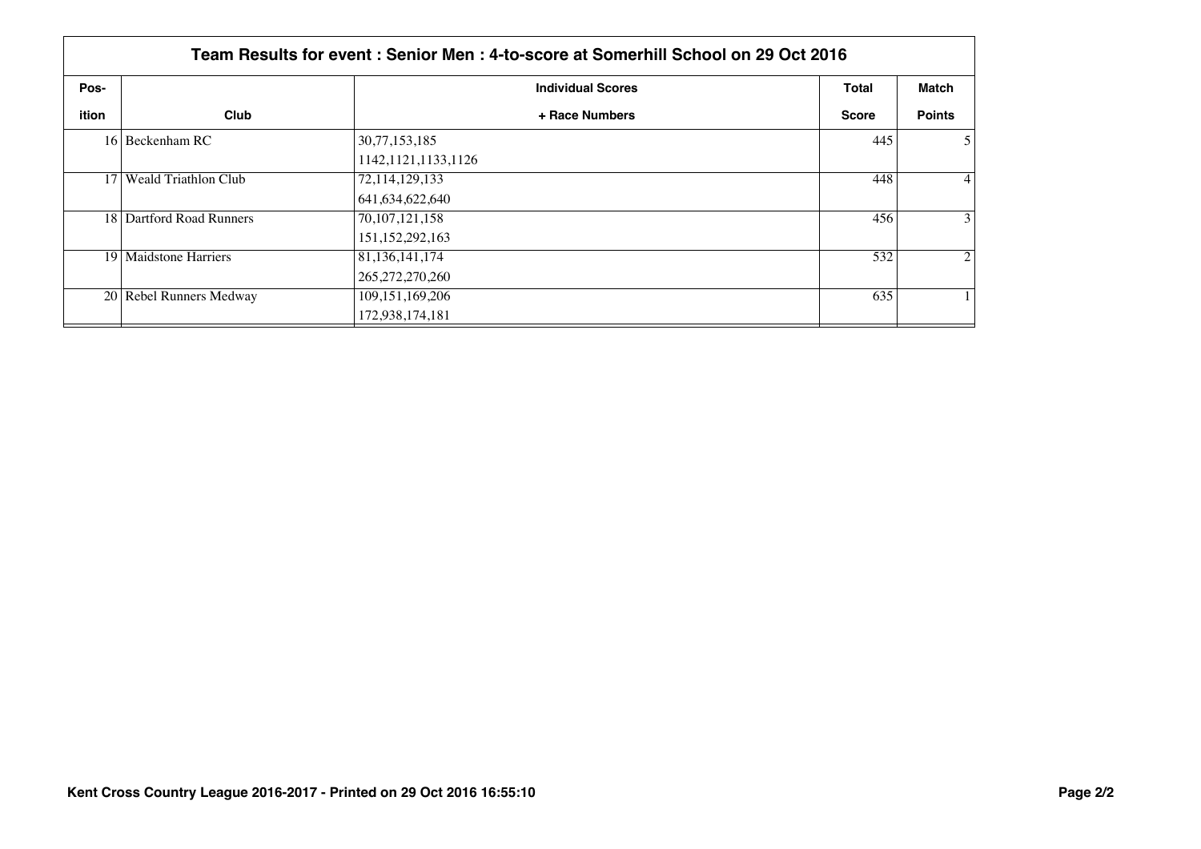## Team Results for event : Senior Men : 4-to-score at Somerhill School on 29 Oct 2016

| Pos-ition | Club | Individual Scores + Race Numbers | Total Score | Match Points |
|---|---|---|---|---|
| 16 | Beckenham RC | 30,77,153,185<br>1142,1121,1133,1126 | 445 | 5 |
| 17 | Weald Triathlon Club | 72,114,129,133<br>641,634,622,640 | 448 | 4 |
| 18 | Dartford Road Runners | 70,107,121,158<br>151,152,292,163 | 456 | 3 |
| 19 | Maidstone Harriers | 81,136,141,174<br>265,272,270,260 | 532 | 2 |
| 20 | Rebel Runners Medway | 109,151,169,206<br>172,938,174,181 | 635 | 1 |

**Kent Cross Country League 2016-2017 - Printed on 29 Oct 2016 16:55:10**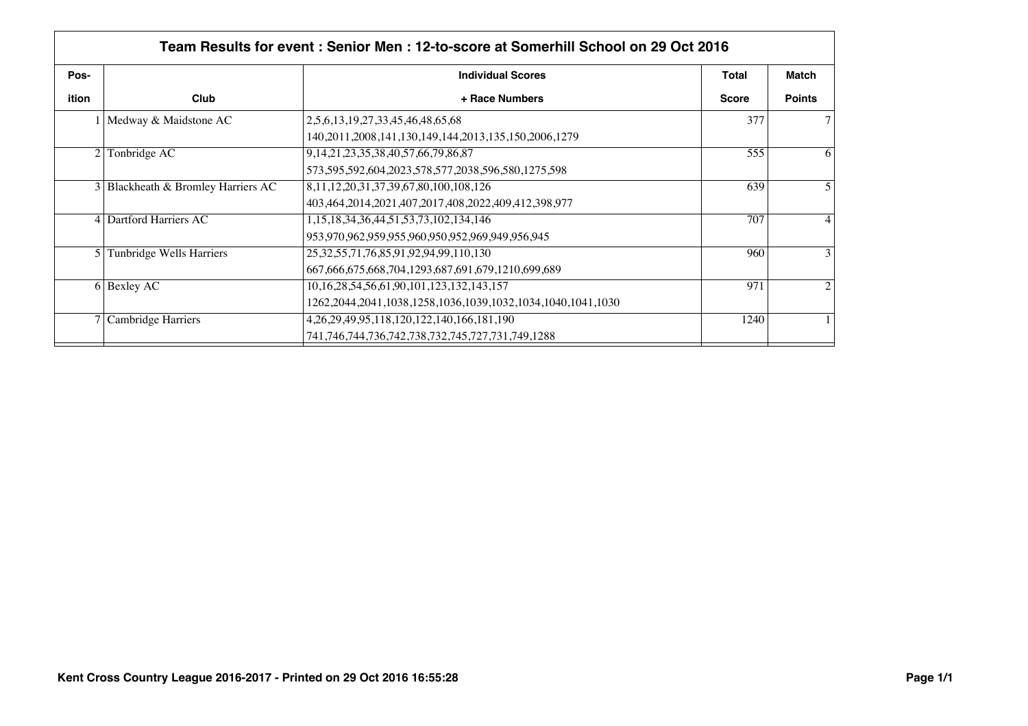## Team Results for event : Senior Men : 12-to-score at Somerhill School on 29 Oct 2016

| Pos-ition | Club | Individual Scores + Race Numbers | Total Score | Match Points |
|---|---|---|---|---|
| 1 | Medway & Maidstone AC | 2,5,6,13,19,27,33,45,46,48,65,68<br>140,2011,2008,141,130,149,144,2013,135,150,2006,1279 | 377 | 7 |
| 2 | Tonbridge AC | 9,14,21,23,35,38,40,57,66,79,86,87<br>573,595,592,604,2023,578,577,2038,596,580,1275,598 | 555 | 6 |
| 3 | Blackheath & Bromley Harriers AC | 8,11,12,20,31,37,39,67,80,100,108,126<br>403,464,2014,2021,407,2017,408,2022,409,412,398,977 | 639 | 5 |
| 4 | Dartford Harriers AC | 1,15,18,34,36,44,51,53,73,102,134,146<br>953,970,962,959,955,960,950,952,969,949,956,945 | 707 | 4 |
| 5 | Tunbridge Wells Harriers | 25,32,55,71,76,85,91,92,94,99,110,130<br>667,666,675,668,704,1293,687,691,679,1210,699,689 | 960 | 3 |
| 6 | Bexley AC | 10,16,28,54,56,61,90,101,123,132,143,157<br>1262,2044,2041,1038,1258,1036,1039,1032,1034,1040,1041,1030 | 971 | 2 |
| 7 | Cambridge Harriers | 4,26,29,49,95,118,120,122,140,166,181,190<br>741,746,744,736,742,738,732,745,727,731,749,1288 | 1240 | 1 |

Kent Cross Country League 2016-2017 - Printed on 29 Oct 2016 16:55:28